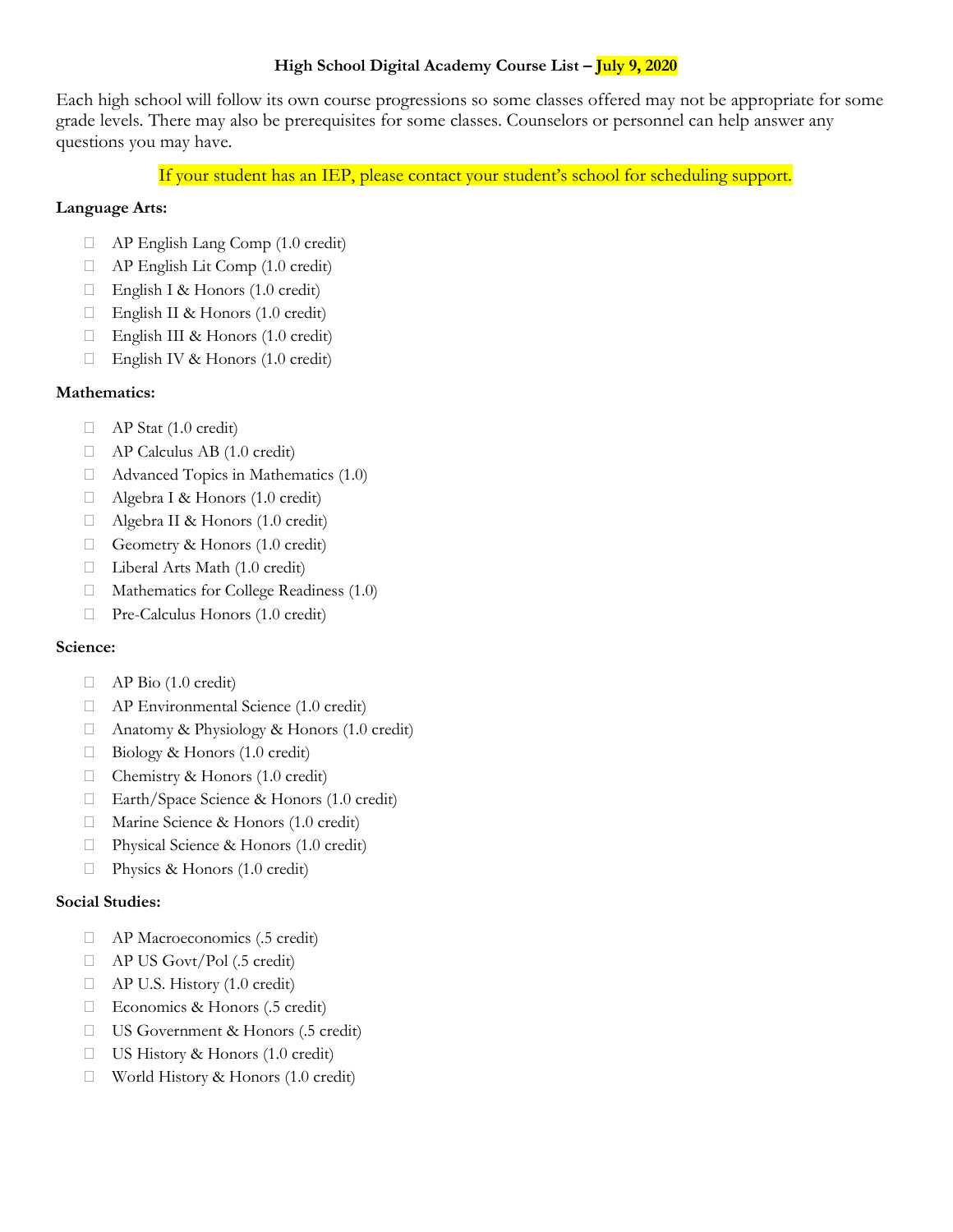**High School Digital Academy Course List – July 9, 2020**

Each high school will follow its own course progressions so some classes offered may not be appropriate for some grade levels. There may also be prerequisites for some classes. Counselors or personnel can help answer any questions you may have.

If your student has an IEP, please contact your student's school for scheduling support.

**Language Arts:**

- AP English Lang Comp (1.0 credit)
- AP English Lit Comp (1.0 credit)
- English I & Honors (1.0 credit)
- English II & Honors (1.0 credit)
- English III & Honors (1.0 credit)
- English IV & Honors (1.0 credit)

**Mathematics:**

- AP Stat (1.0 credit)
- AP Calculus AB (1.0 credit)
- Advanced Topics in Mathematics (1.0)
- Algebra I & Honors (1.0 credit)
- Algebra II & Honors (1.0 credit)
- Geometry & Honors (1.0 credit)
- Liberal Arts Math (1.0 credit)
- Mathematics for College Readiness (1.0)
- Pre-Calculus Honors (1.0 credit)

**Science:**

- AP Bio (1.0 credit)
- AP Environmental Science (1.0 credit)
- Anatomy & Physiology & Honors (1.0 credit)
- Biology & Honors (1.0 credit)
- Chemistry & Honors (1.0 credit)
- Earth/Space Science & Honors (1.0 credit)
- Marine Science & Honors (1.0 credit)
- Physical Science & Honors (1.0 credit)
- Physics & Honors (1.0 credit)

**Social Studies:**

- AP Macroeconomics (.5 credit)
- AP US Govt/Pol (.5 credit)
- AP U.S. History (1.0 credit)
- Economics & Honors (.5 credit)
- US Government & Honors (.5 credit)
- US History & Honors (1.0 credit)
- World History & Honors (1.0 credit)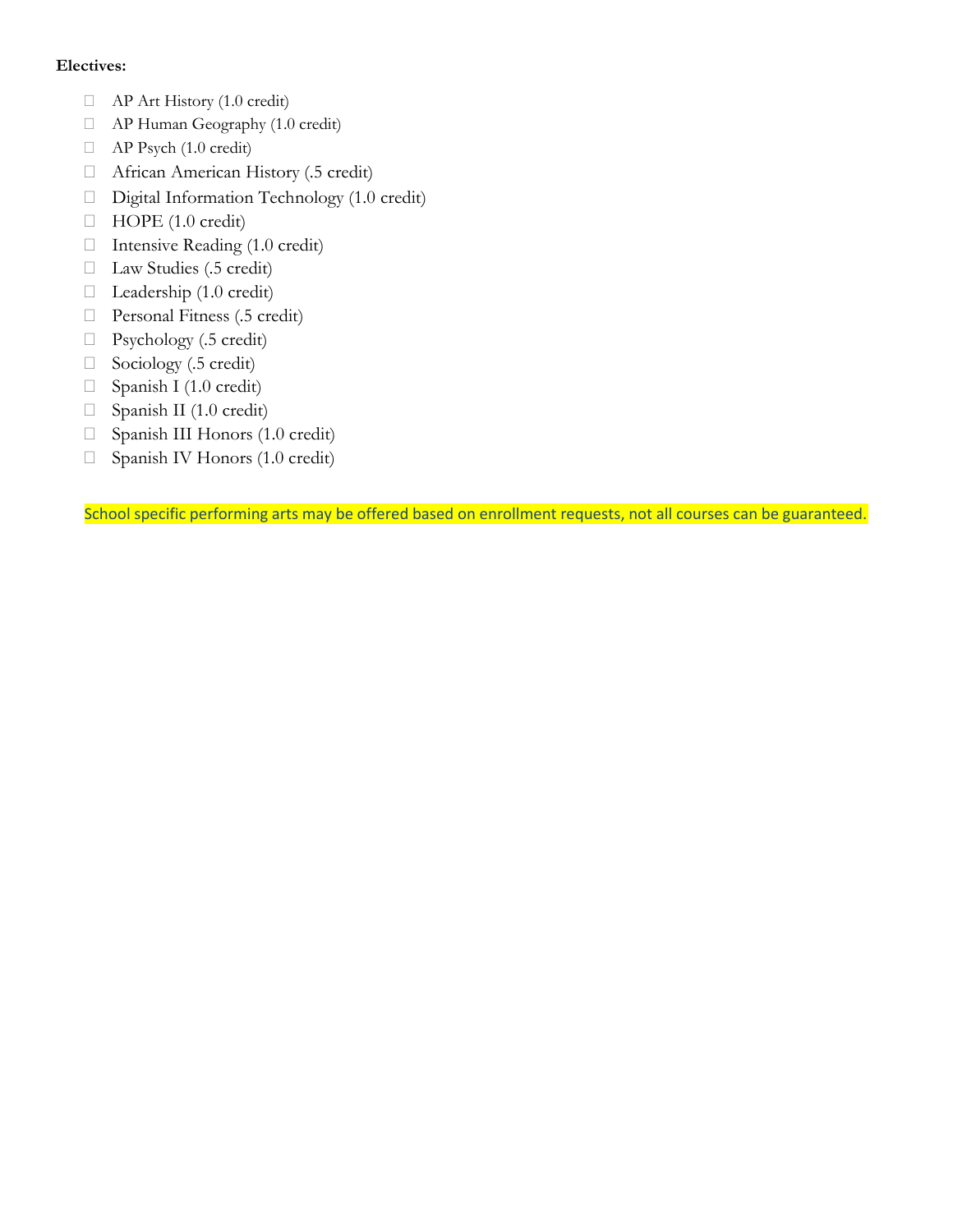**Electives:**

- AP Art History (1.0 credit)
- AP Human Geography (1.0 credit)
- AP Psych (1.0 credit)
- African American History (.5 credit)
- Digital Information Technology (1.0 credit)
- HOPE (1.0 credit)
- Intensive Reading (1.0 credit)
- Law Studies (.5 credit)
- Leadership (1.0 credit)
- Personal Fitness (.5 credit)
- Psychology (.5 credit)
- Sociology (.5 credit)
- Spanish I (1.0 credit)
- Spanish II (1.0 credit)
- Spanish III Honors (1.0 credit)
- Spanish IV Honors (1.0 credit)

School specific performing arts may be offered based on enrollment requests, not all courses can be guaranteed.